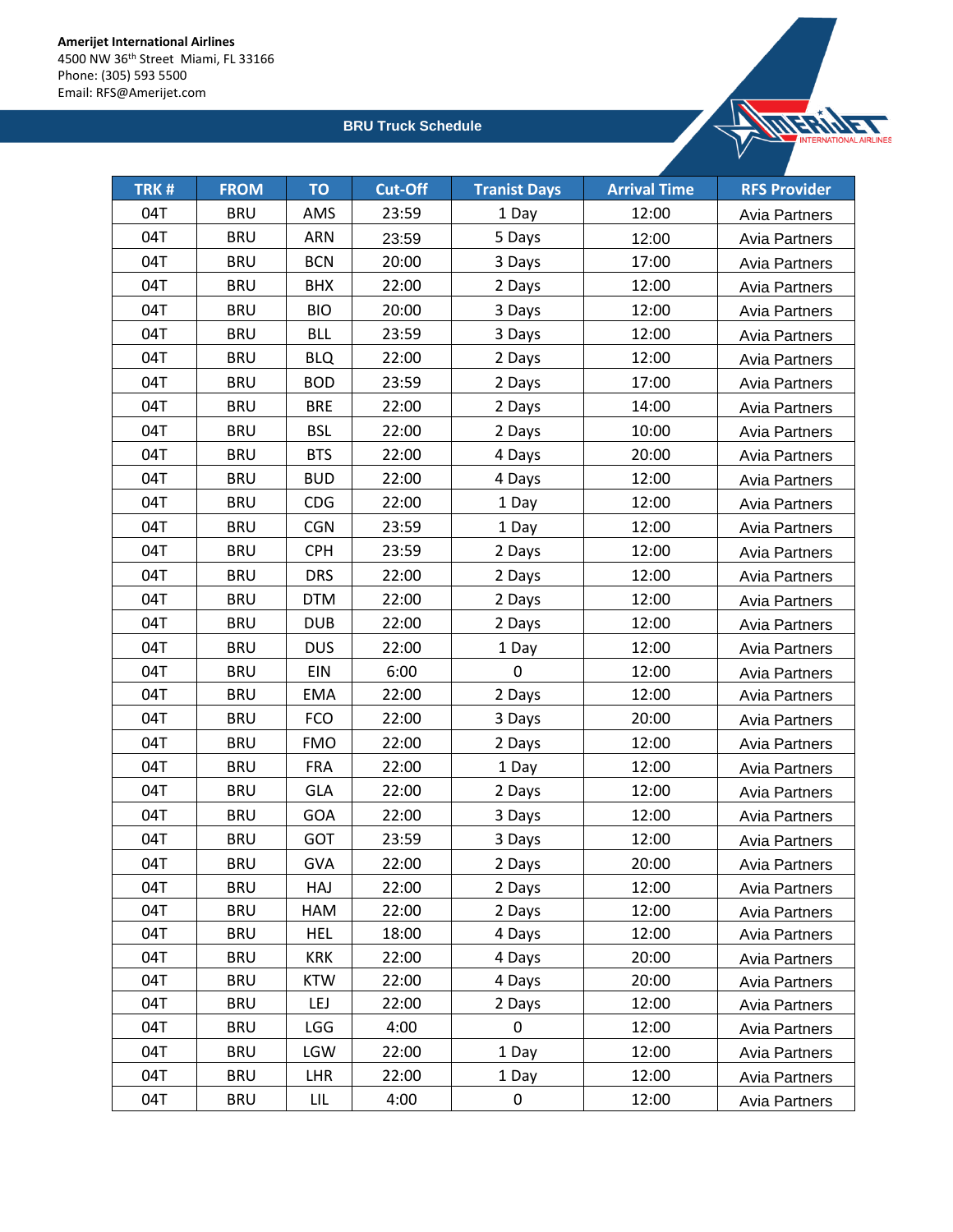**Amerijet International Airlines**
4500 NW 36th Street Miami, FL 33166
Phone: (305) 593 5500
Email: RFS@Amerijet.com

## BRU Truck Schedule

| TRK # | FROM | TO | Cut-Off | Tranist Days | Arrival Time | RFS Provider |
|---|---|---|---|---|---|---|
| 04T | BRU | AMS | 23:59 | 1 Day | 12:00 | Avia Partners |
| 04T | BRU | ARN | 23:59 | 5 Days | 12:00 | Avia Partners |
| 04T | BRU | BCN | 20:00 | 3 Days | 17:00 | Avia Partners |
| 04T | BRU | BHX | 22:00 | 2 Days | 12:00 | Avia Partners |
| 04T | BRU | BIO | 20:00 | 3 Days | 12:00 | Avia Partners |
| 04T | BRU | BLL | 23:59 | 3 Days | 12:00 | Avia Partners |
| 04T | BRU | BLQ | 22:00 | 2 Days | 12:00 | Avia Partners |
| 04T | BRU | BOD | 23:59 | 2 Days | 17:00 | Avia Partners |
| 04T | BRU | BRE | 22:00 | 2 Days | 14:00 | Avia Partners |
| 04T | BRU | BSL | 22:00 | 2 Days | 10:00 | Avia Partners |
| 04T | BRU | BTS | 22:00 | 4 Days | 20:00 | Avia Partners |
| 04T | BRU | BUD | 22:00 | 4 Days | 12:00 | Avia Partners |
| 04T | BRU | CDG | 22:00 | 1 Day | 12:00 | Avia Partners |
| 04T | BRU | CGN | 23:59 | 1 Day | 12:00 | Avia Partners |
| 04T | BRU | CPH | 23:59 | 2 Days | 12:00 | Avia Partners |
| 04T | BRU | DRS | 22:00 | 2 Days | 12:00 | Avia Partners |
| 04T | BRU | DTM | 22:00 | 2 Days | 12:00 | Avia Partners |
| 04T | BRU | DUB | 22:00 | 2 Days | 12:00 | Avia Partners |
| 04T | BRU | DUS | 22:00 | 1 Day | 12:00 | Avia Partners |
| 04T | BRU | EIN | 6:00 | 0 | 12:00 | Avia Partners |
| 04T | BRU | EMA | 22:00 | 2 Days | 12:00 | Avia Partners |
| 04T | BRU | FCO | 22:00 | 3 Days | 20:00 | Avia Partners |
| 04T | BRU | FMO | 22:00 | 2 Days | 12:00 | Avia Partners |
| 04T | BRU | FRA | 22:00 | 1 Day | 12:00 | Avia Partners |
| 04T | BRU | GLA | 22:00 | 2 Days | 12:00 | Avia Partners |
| 04T | BRU | GOA | 22:00 | 3 Days | 12:00 | Avia Partners |
| 04T | BRU | GOT | 23:59 | 3 Days | 12:00 | Avia Partners |
| 04T | BRU | GVA | 22:00 | 2 Days | 20:00 | Avia Partners |
| 04T | BRU | HAJ | 22:00 | 2 Days | 12:00 | Avia Partners |
| 04T | BRU | HAM | 22:00 | 2 Days | 12:00 | Avia Partners |
| 04T | BRU | HEL | 18:00 | 4 Days | 12:00 | Avia Partners |
| 04T | BRU | KRK | 22:00 | 4 Days | 20:00 | Avia Partners |
| 04T | BRU | KTW | 22:00 | 4 Days | 20:00 | Avia Partners |
| 04T | BRU | LEJ | 22:00 | 2 Days | 12:00 | Avia Partners |
| 04T | BRU | LGG | 4:00 | 0 | 12:00 | Avia Partners |
| 04T | BRU | LGW | 22:00 | 1 Day | 12:00 | Avia Partners |
| 04T | BRU | LHR | 22:00 | 1 Day | 12:00 | Avia Partners |
| 04T | BRU | LIL | 4:00 | 0 | 12:00 | Avia Partners |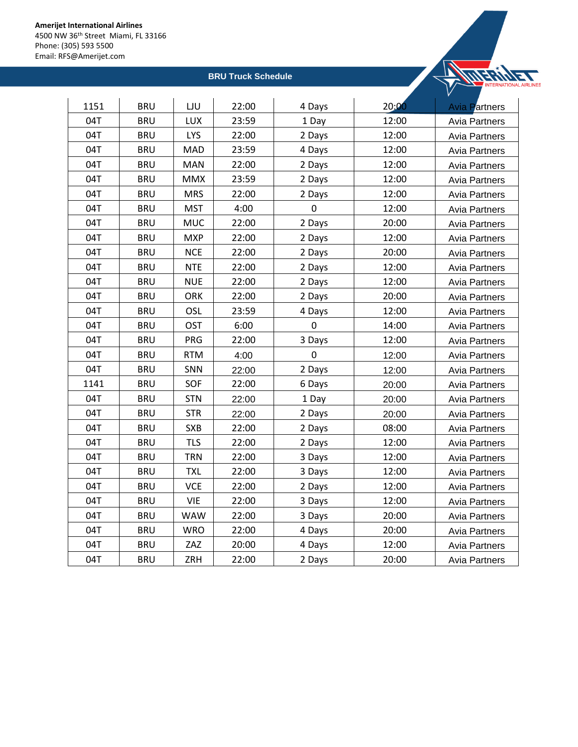**Amerijet International Airlines**
4500 NW 36th Street Miami, FL 33166
Phone: (305) 593 5500
Email: RFS@Amerijet.com

## BRU Truck Schedule

| | | | | | | |
|---|---|---|---|---|---|---|
| 1151 | BRU | LJU | 22:00 | 4 Days | 20:00 | Avia Partners |
| 04T | BRU | LUX | 23:59 | 1 Day | 12:00 | Avia Partners |
| 04T | BRU | LYS | 22:00 | 2 Days | 12:00 | Avia Partners |
| 04T | BRU | MAD | 23:59 | 4 Days | 12:00 | Avia Partners |
| 04T | BRU | MAN | 22:00 | 2 Days | 12:00 | Avia Partners |
| 04T | BRU | MMX | 23:59 | 2 Days | 12:00 | Avia Partners |
| 04T | BRU | MRS | 22:00 | 2 Days | 12:00 | Avia Partners |
| 04T | BRU | MST | 4:00 | 0 | 12:00 | Avia Partners |
| 04T | BRU | MUC | 22:00 | 2 Days | 20:00 | Avia Partners |
| 04T | BRU | MXP | 22:00 | 2 Days | 12:00 | Avia Partners |
| 04T | BRU | NCE | 22:00 | 2 Days | 20:00 | Avia Partners |
| 04T | BRU | NTE | 22:00 | 2 Days | 12:00 | Avia Partners |
| 04T | BRU | NUE | 22:00 | 2 Days | 12:00 | Avia Partners |
| 04T | BRU | ORK | 22:00 | 2 Days | 20:00 | Avia Partners |
| 04T | BRU | OSL | 23:59 | 4 Days | 12:00 | Avia Partners |
| 04T | BRU | OST | 6:00 | 0 | 14:00 | Avia Partners |
| 04T | BRU | PRG | 22:00 | 3 Days | 12:00 | Avia Partners |
| 04T | BRU | RTM | 4:00 | 0 | 12:00 | Avia Partners |
| 04T | BRU | SNN | 22:00 | 2 Days | 12:00 | Avia Partners |
| 1141 | BRU | SOF | 22:00 | 6 Days | 20:00 | Avia Partners |
| 04T | BRU | STN | 22:00 | 1 Day | 20:00 | Avia Partners |
| 04T | BRU | STR | 22:00 | 2 Days | 20:00 | Avia Partners |
| 04T | BRU | SXB | 22:00 | 2 Days | 08:00 | Avia Partners |
| 04T | BRU | TLS | 22:00 | 2 Days | 12:00 | Avia Partners |
| 04T | BRU | TRN | 22:00 | 3 Days | 12:00 | Avia Partners |
| 04T | BRU | TXL | 22:00 | 3 Days | 12:00 | Avia Partners |
| 04T | BRU | VCE | 22:00 | 2 Days | 12:00 | Avia Partners |
| 04T | BRU | VIE | 22:00 | 3 Days | 12:00 | Avia Partners |
| 04T | BRU | WAW | 22:00 | 3 Days | 20:00 | Avia Partners |
| 04T | BRU | WRO | 22:00 | 4 Days | 20:00 | Avia Partners |
| 04T | BRU | ZAZ | 20:00 | 4 Days | 12:00 | Avia Partners |
| 04T | BRU | ZRH | 22:00 | 2 Days | 20:00 | Avia Partners |